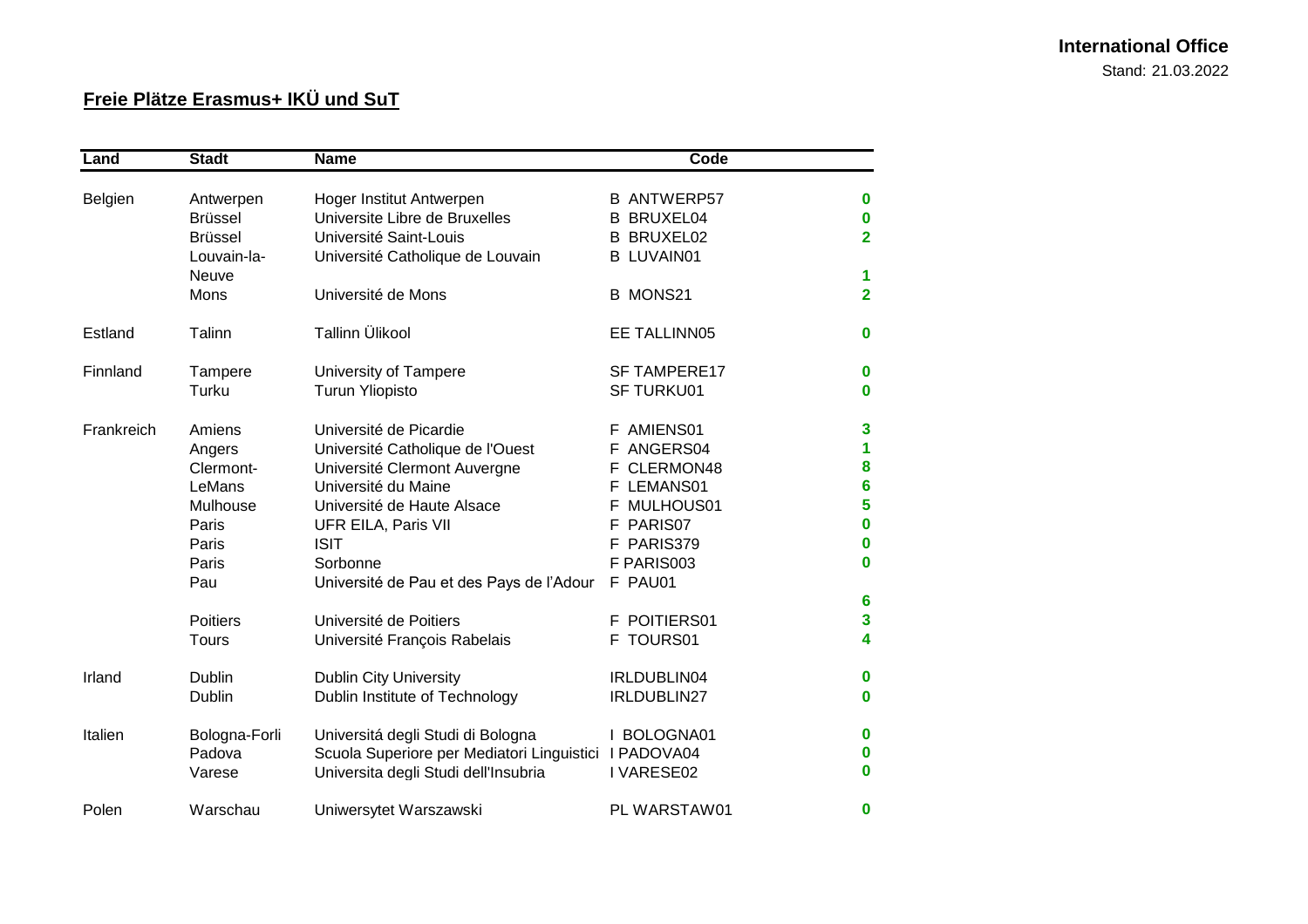**International Office**

Stand: 21.03.2022

## Freie Plätze Erasmus+ IKÜ und SuT

| Land | Stadt | Name | Code | |
|---|---|---|---|---|
| Belgien | Antwerpen | Hoger Institut Antwerpen | B ANTWERP57 | 0 |
| | Brüssel | Universite Libre de Bruxelles | B BRUXEL04 | 0 |
| | Brüssel | Université Saint-Louis | B BRUXEL02 | 2 |
| | Louvain-la-Neuve | Université Catholique de Louvain | B LUVAIN01 | 1 |
| | Mons | Université de Mons | B MONS21 | 2 |
| Estland | Talinn | Tallinn Ülikool | EE TALLINN05 | 0 |
| Finnland | Tampere | University of Tampere | SF TAMPERE17 | 0 |
| | Turku | Turun Yliopisto | SF TURKU01 | 0 |
| Frankreich | Amiens | Université de Picardie | F AMIENS01 | 3 |
| | Angers | Université Catholique de l'Ouest | F ANGERS04 | 1 |
| | Clermont- | Université Clermont Auvergne | F CLERMON48 | 8 |
| | LeMans | Université du Maine | F LEMANS01 | 6 |
| | Mulhouse | Université de Haute Alsace | F MULHOUS01 | 5 |
| | Paris | UFR EILA, Paris VII | F PARIS07 | 0 |
| | Paris | ISIT | F PARIS379 | 0 |
| | Paris | Sorbonne | F PARIS003 | 0 |
| | Pau | Université de Pau et des Pays de l'Adour | F PAU01 | 6 |
| | Poitiers | Université de Poitiers | F POITIERS01 | 3 |
| | Tours | Université François Rabelais | F TOURS01 | 4 |
| Irland | Dublin | Dublin City University | IRLDUBLIN04 | 0 |
| | Dublin | Dublin Institute of Technology | IRLDUBLIN27 | 0 |
| Italien | Bologna-Forli | Universitá degli Studi di Bologna | I BOLOGNA01 | 0 |
| | Padova | Scuola Superiore per Mediatori Linguistici | I PADOVA04 | 0 |
| | Varese | Universita degli Studi dell'Insubria | I VARESE02 | 0 |
| Polen | Warschau | Uniwersytet Warszawski | PL WARSTAW01 | 0 |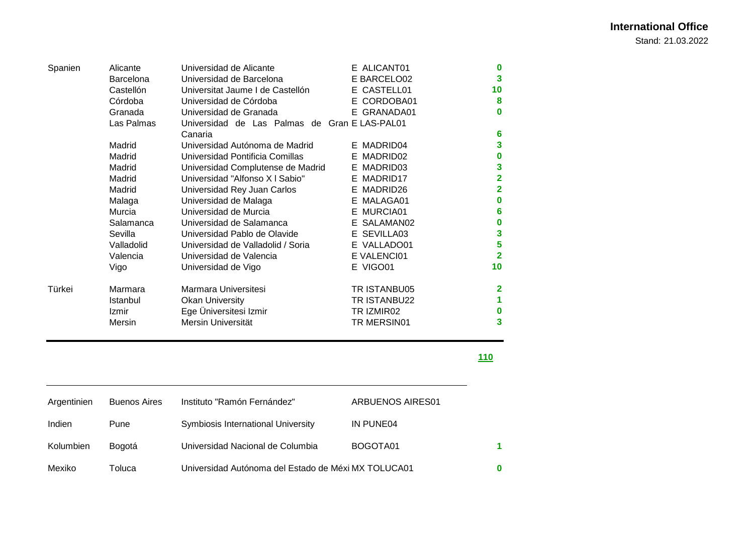**International Office**
Stand: 21.03.2022

| | | | | |
|---|---|---|---|---|
| Spanien | Alicante | Universidad de Alicante | E ALICANT01 | 0 |
| | Barcelona | Universidad de Barcelona | E BARCELO02 | 3 |
| | Castellón | Universitat Jaume I de Castellón | E CASTELL01 | 10 |
| | Córdoba | Universidad de Córdoba | E CORDOBA01 | 8 |
| | Granada | Universidad de Granada | E GRANADA01 | 0 |
| | Las Palmas | Universidad de Las Palmas de Gran Canaria | E LAS-PAL01 | 6 |
| | Madrid | Universidad Autónoma de Madrid | E MADRID04 | 3 |
| | Madrid | Universidad Pontificia Comillas | E MADRID02 | 0 |
| | Madrid | Universidad Complutense de Madrid | E MADRID03 | 3 |
| | Madrid | Universidad "Alfonso X I Sabio" | E MADRID17 | 2 |
| | Madrid | Universidad Rey Juan Carlos | E MADRID26 | 2 |
| | Malaga | Universidad de Malaga | E MALAGA01 | 0 |
| | Murcia | Universidad de Murcia | E MURCIA01 | 6 |
| | Salamanca | Universidad de Salamanca | E SALAMAN02 | 0 |
| | Sevilla | Universidad Pablo de Olavide | E SEVILLA03 | 3 |
| | Valladolid | Universidad de Valladolid / Soria | E VALLADO01 | 5 |
| | Valencia | Universidad de Valencia | E VALENCI01 | 2 |
| | Vigo | Universidad de Vigo | E VIGO01 | 10 |
| Türkei | Marmara | Marmara Universitesi | TR ISTANBU05 | 2 |
| | Istanbul | Okan University | TR ISTANBU22 | 1 |
| | Izmir | Ege Üniversitesi Izmir | TR IZMIR02 | 0 |
| | Mersin | Mersin Universität | TR MERSIN01 | 3 |
| | | | | **110** |

| | | | | |
|---|---|---|---|---|
| Argentinien | Buenos Aires | Instituto "Ramón Fernández" | ARBUENOS AIRES01 | |
| Indien | Pune | Symbiosis International University | IN PUNE04 | |
| Kolumbien | Bogotá | Universidad Nacional de Columbia | BOGOTA01 | 1 |
| Mexiko | Toluca | Universidad Autónoma del Estado de Méxi | MX TOLUCA01 | 0 |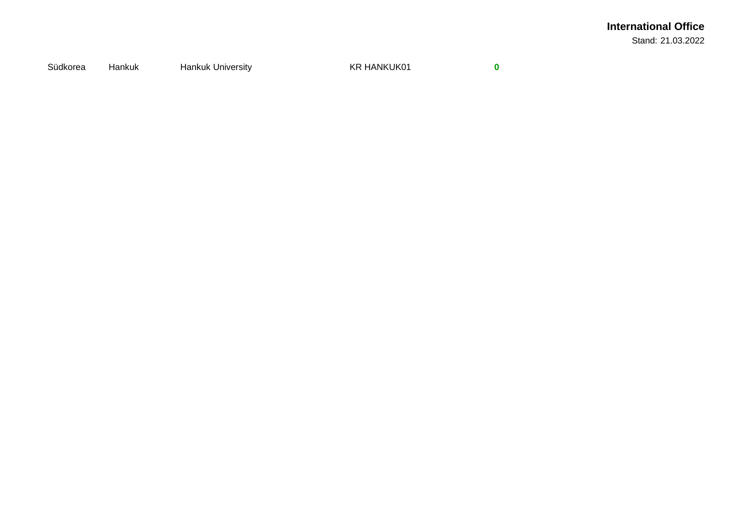| | | | | |
|---|---|---|---|---|
| Südkorea | Hankuk | Hankuk University | KR HANKUK01 | **0** |